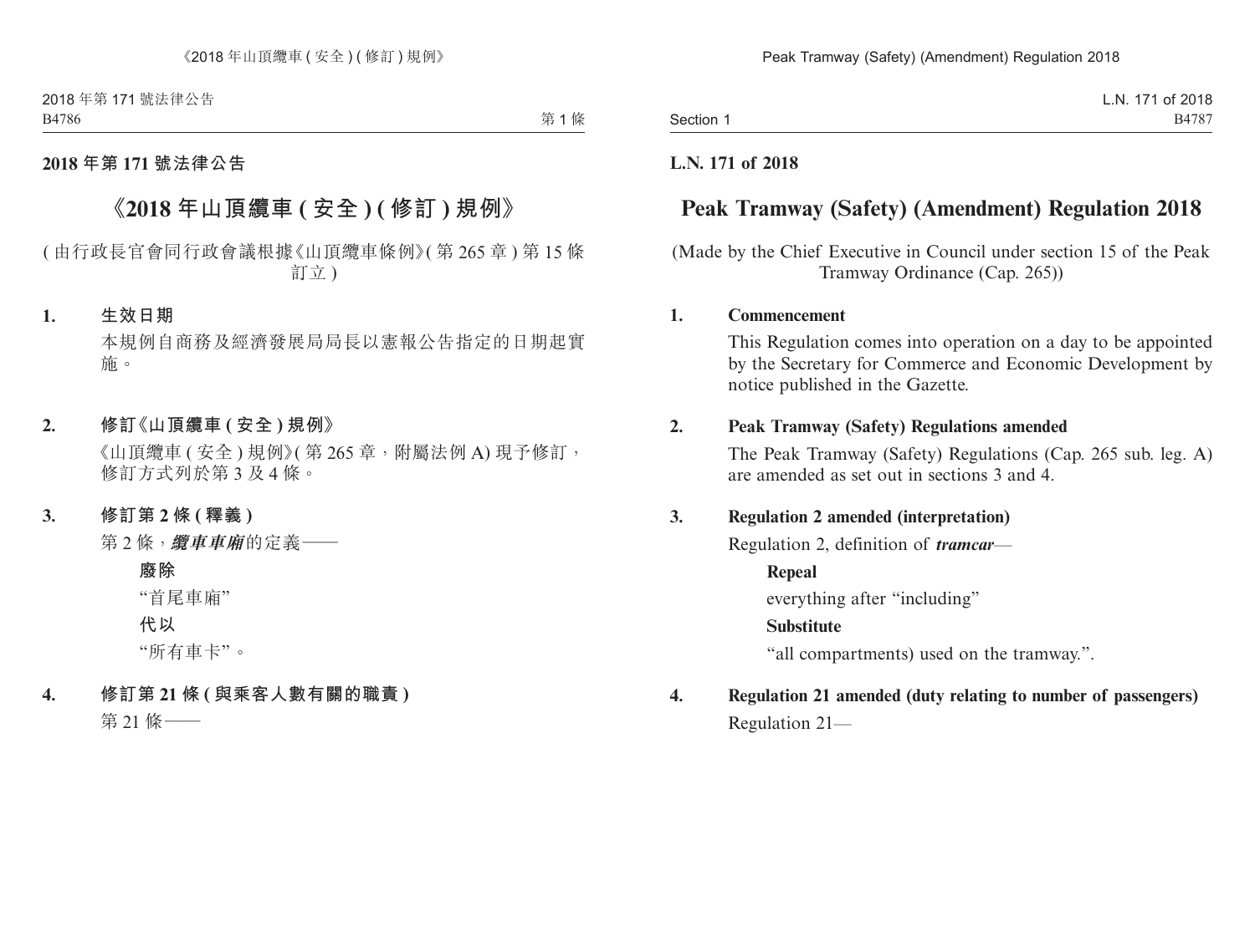**2018 年第 171 號法律公告**

# 《2018 年山頂纜車 ( 安全 ) ( 修訂 ) 規例》

( 由行政長官會同行政會議根據《山頂纜車條例》( 第 265 章 ) 第 15 條訂立 )

**1. 生效日期**

本規例自商務及經濟發展局局長以憲報公告指定的日期起實施。

**2. 修訂《山頂纜車 ( 安全 ) 規例》**

《山頂纜車 ( 安全 ) 規例》( 第 265 章，附屬法例 A) 現予修訂，修訂方式列於第 3 及 4 條。

**3. 修訂第 2 條 ( 釋義 )**

第 2 條，***纜車車廂***的定義——

**廢除**

“首尾車廂”

**代以**

“所有車卡”。

**4. 修訂第 21 條 ( 與乘客人數有關的職責 )**

第 21 條——

**L.N. 171 of 2018**

# Peak Tramway (Safety) (Amendment) Regulation 2018

(Made by the Chief Executive in Council under section 15 of the Peak Tramway Ordinance (Cap. 265))

**1. Commencement**

This Regulation comes into operation on a day to be appointed by the Secretary for Commerce and Economic Development by notice published in the Gazette.

**2. Peak Tramway (Safety) Regulations amended**

The Peak Tramway (Safety) Regulations (Cap. 265 sub. leg. A) are amended as set out in sections 3 and 4.

**3. Regulation 2 amended (interpretation)**

Regulation 2, definition of ***tramcar***—

**Repeal**

everything after “including”

**Substitute**

“all compartments) used on the tramway.”.

**4. Regulation 21 amended (duty relating to number of passengers)**

Regulation 21—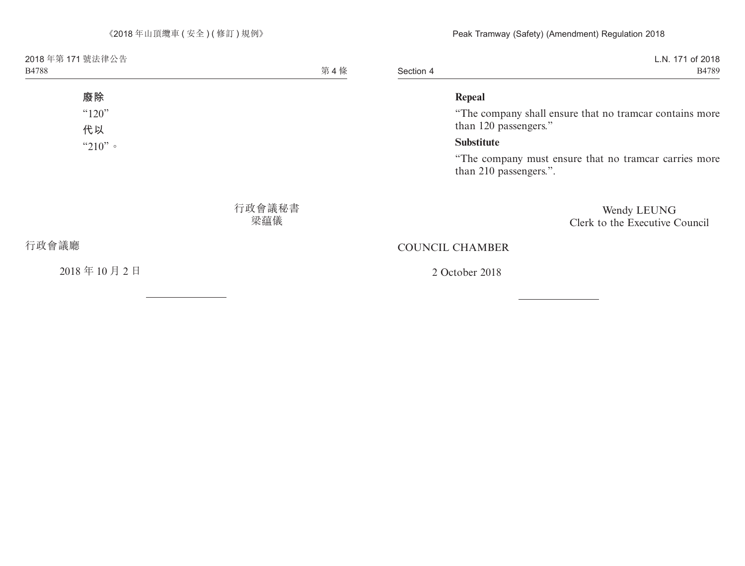**廢除**

“120”

**代以**

“210”。

行政會議秘書
梁蘊儀

行政會議廳

2018 年 10 月 2 日

---

**Repeal**

“The company shall ensure that no tramcar contains more than 120 passengers.”

**Substitute**

“The company must ensure that no tramcar carries more than 210 passengers.”.

Wendy LEUNG
Clerk to the Executive Council

COUNCIL CHAMBER

2 October 2018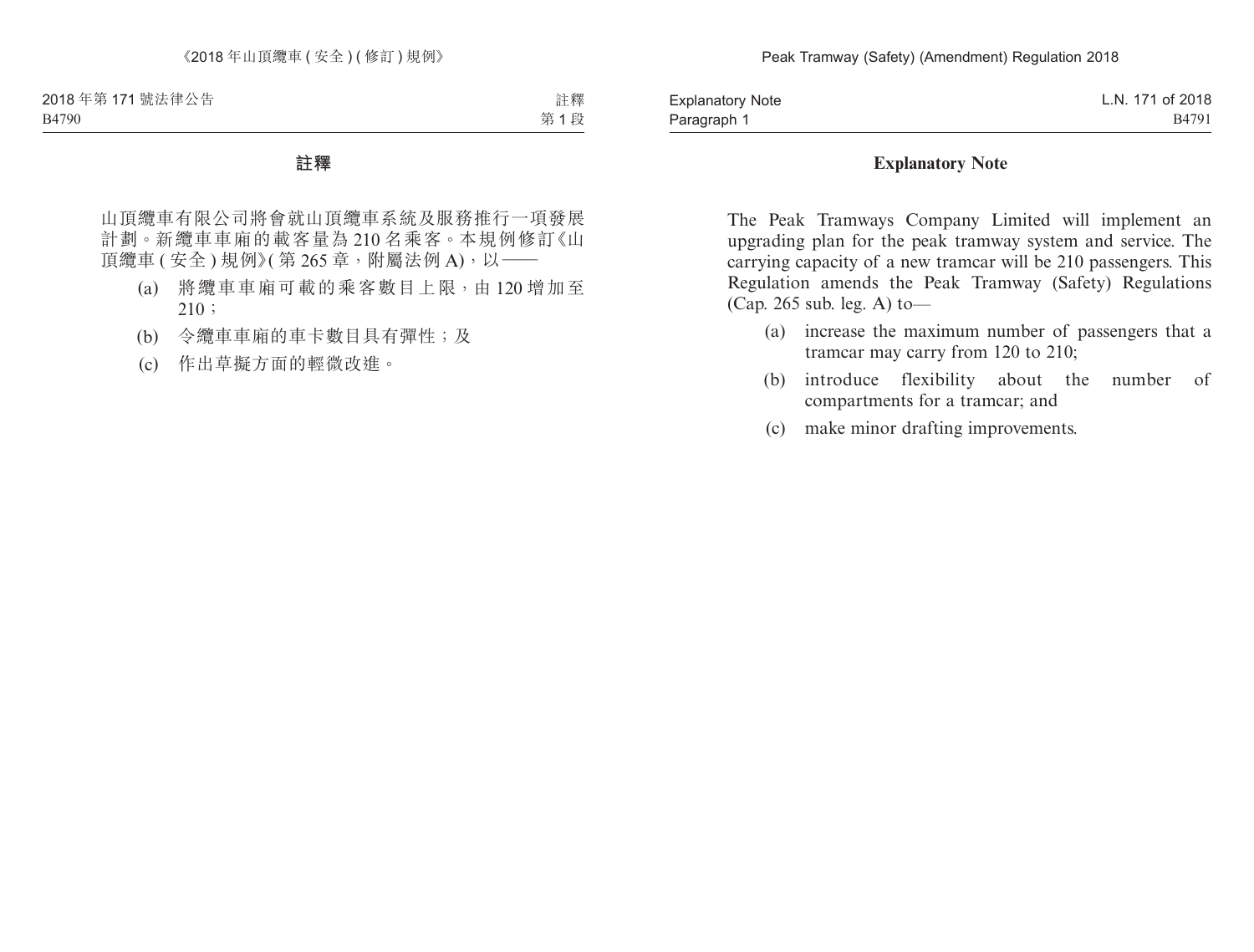## 註釋

山頂纜車有限公司將會就山頂纜車系統及服務推行一項發展計劃。新纜車車廂的載客量為 210 名乘客。本規例修訂《山頂纜車 ( 安全 ) 規例》( 第 265 章，附屬法例 A)，以——

- (a) 將纜車車廂可載的乘客數目上限，由 120 增加至 210；
- (b) 令纜車車廂的車卡數目具有彈性；及
- (c) 作出草擬方面的輕微改進。

## Explanatory Note

The Peak Tramways Company Limited will implement an upgrading plan for the peak tramway system and service. The carrying capacity of a new tramcar will be 210 passengers. This Regulation amends the Peak Tramway (Safety) Regulations (Cap. 265 sub. leg. A) to—

- (a) increase the maximum number of passengers that a tramcar may carry from 120 to 210;
- (b) introduce flexibility about the number of compartments for a tramcar; and
- (c) make minor drafting improvements.